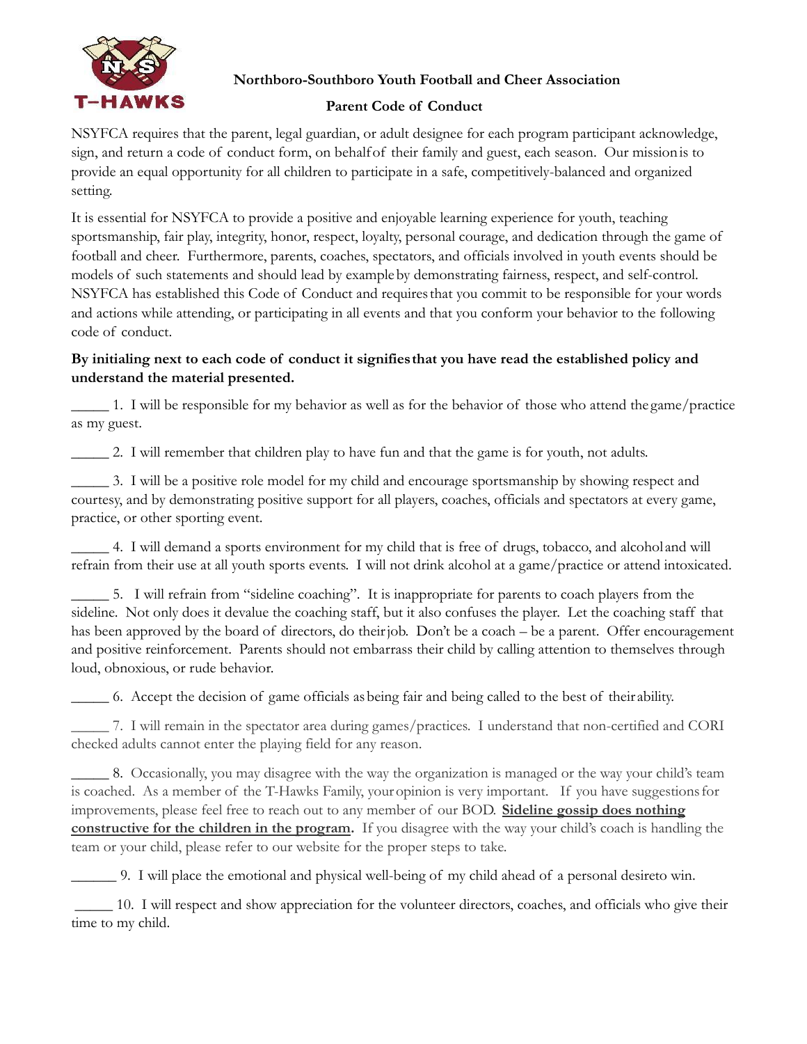**Northboro-Southboro Youth Football and Cheer Association**

**Parent Code of Conduct**

NSYFCA requires that the parent, legal guardian, or adult designee for each program participant acknowledge, sign, and return a code of conduct form, on behalf of their family and guest, each season. Our mission is to provide an equal opportunity for all children to participate in a safe, competitively-balanced and organized setting.

It is essential for NSYFCA to provide a positive and enjoyable learning experience for youth, teaching sportsmanship, fair play, integrity, honor, respect, loyalty, personal courage, and dedication through the game of football and cheer. Furthermore, parents, coaches, spectators, and officials involved in youth events should be models of such statements and should lead by example by demonstrating fairness, respect, and self-control. NSYFCA has established this Code of Conduct and requires that you commit to be responsible for your words and actions while attending, or participating in all events and that you conform your behavior to the following code of conduct.

**By initialing next to each code of conduct it signifies that you have read the established policy and understand the material presented.**

_____ 1. I will be responsible for my behavior as well as for the behavior of those who attend the game/practice as my guest.

_____ 2. I will remember that children play to have fun and that the game is for youth, not adults.

_____ 3. I will be a positive role model for my child and encourage sportsmanship by showing respect and courtesy, and by demonstrating positive support for all players, coaches, officials and spectators at every game, practice, or other sporting event.

_____ 4. I will demand a sports environment for my child that is free of drugs, tobacco, and alcohol and will refrain from their use at all youth sports events. I will not drink alcohol at a game/practice or attend intoxicated.

_____ 5. I will refrain from "sideline coaching". It is inappropriate for parents to coach players from the sideline. Not only does it devalue the coaching staff, but it also confuses the player. Let the coaching staff that has been approved by the board of directors, do their job. Don't be a coach – be a parent. Offer encouragement and positive reinforcement. Parents should not embarrass their child by calling attention to themselves through loud, obnoxious, or rude behavior.

_____ 6. Accept the decision of game officials as being fair and being called to the best of their ability.

_____ 7. I will remain in the spectator area during games/practices. I understand that non-certified and CORI checked adults cannot enter the playing field for any reason.

_____ 8. Occasionally, you may disagree with the way the organization is managed or the way your child's team is coached. As a member of the T-Hawks Family, your opinion is very important. If you have suggestions for improvements, please feel free to reach out to any member of our BOD. **Sideline gossip does nothing constructive for the children in the program.** If you disagree with the way your child's coach is handling the team or your child, please refer to our website for the proper steps to take.

______ 9. I will place the emotional and physical well-being of my child ahead of a personal desire to win.

_____ 10. I will respect and show appreciation for the volunteer directors, coaches, and officials who give their time to my child.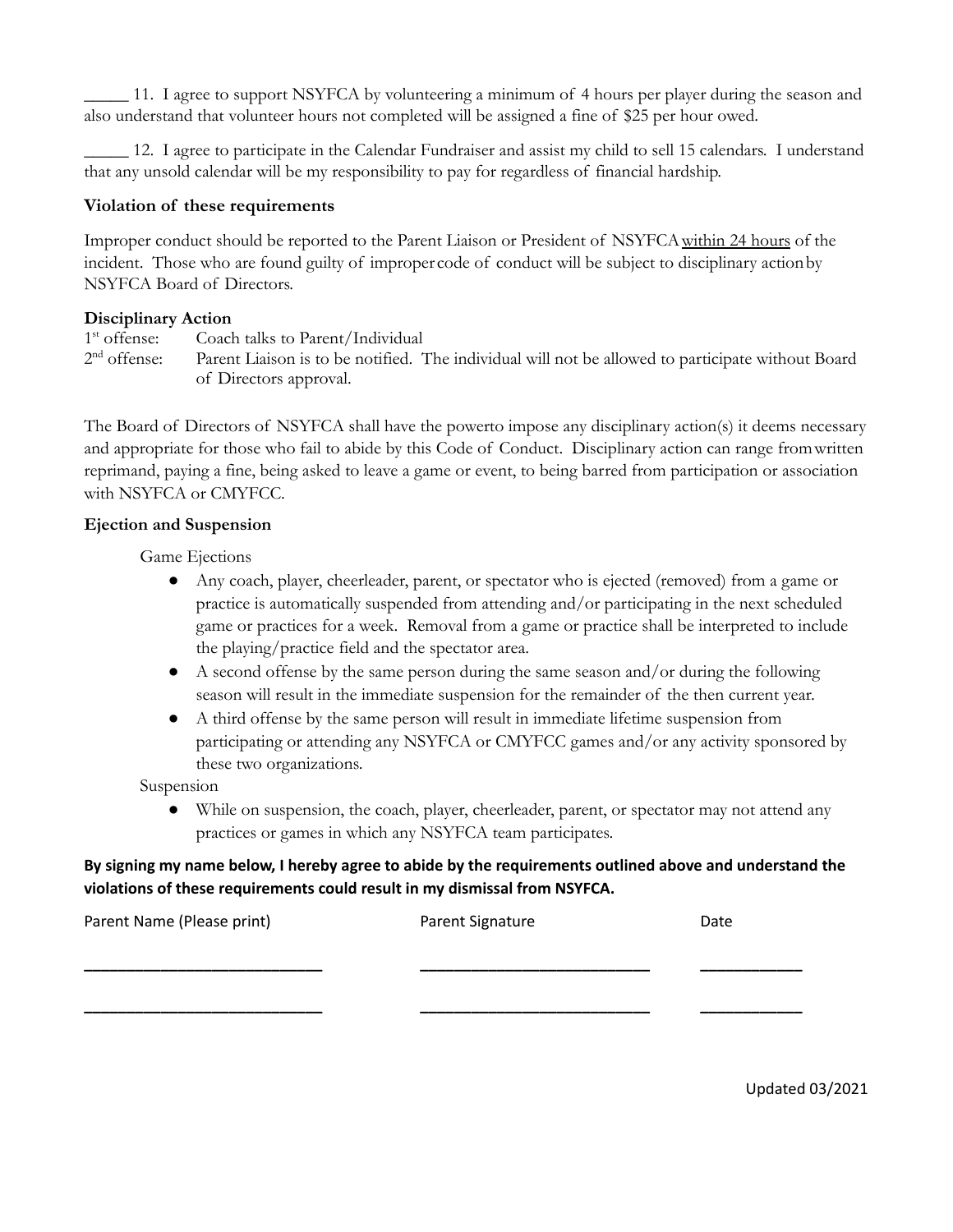_____ 11. I agree to support NSYFCA by volunteering a minimum of 4 hours per player during the season and also understand that volunteer hours not completed will be assigned a fine of $25 per hour owed.

_____ 12. I agree to participate in the Calendar Fundraiser and assist my child to sell 15 calendars. I understand that any unsold calendar will be my responsibility to pay for regardless of financial hardship.

### Violation of these requirements

Improper conduct should be reported to the Parent Liaison or President of NSYFCA within 24 hours of the incident. Those who are found guilty of improper code of conduct will be subject to disciplinary action by NSYFCA Board of Directors.

**Disciplinary Action**

1st offense: Coach talks to Parent/Individual

2nd offense: Parent Liaison is to be notified. The individual will not be allowed to participate without Board of Directors approval.

The Board of Directors of NSYFCA shall have the powerto impose any disciplinary action(s) it deems necessary and appropriate for those who fail to abide by this Code of Conduct. Disciplinary action can range from written reprimand, paying a fine, being asked to leave a game or event, to being barred from participation or association with NSYFCA or CMYFCC.

**Ejection and Suspension**

Game Ejections

- Any coach, player, cheerleader, parent, or spectator who is ejected (removed) from a game or practice is automatically suspended from attending and/or participating in the next scheduled game or practices for a week. Removal from a game or practice shall be interpreted to include the playing/practice field and the spectator area.
- A second offense by the same person during the same season and/or during the following season will result in the immediate suspension for the remainder of the then current year.
- A third offense by the same person will result in immediate lifetime suspension from participating or attending any NSYFCA or CMYFCC games and/or any activity sponsored by these two organizations.

Suspension

- While on suspension, the coach, player, cheerleader, parent, or spectator may not attend any practices or games in which any NSYFCA team participates.

**By signing my name below, I hereby agree to abide by the requirements outlined above and understand the violations of these requirements could result in my dismissal from NSYFCA.**

| Parent Name (Please print) | Parent Signature | Date |
| --- | --- | --- |
| ____________________________ | ____________________________ | ____________ |
| ____________________________ | ____________________________ | ____________ |

Updated 03/2021